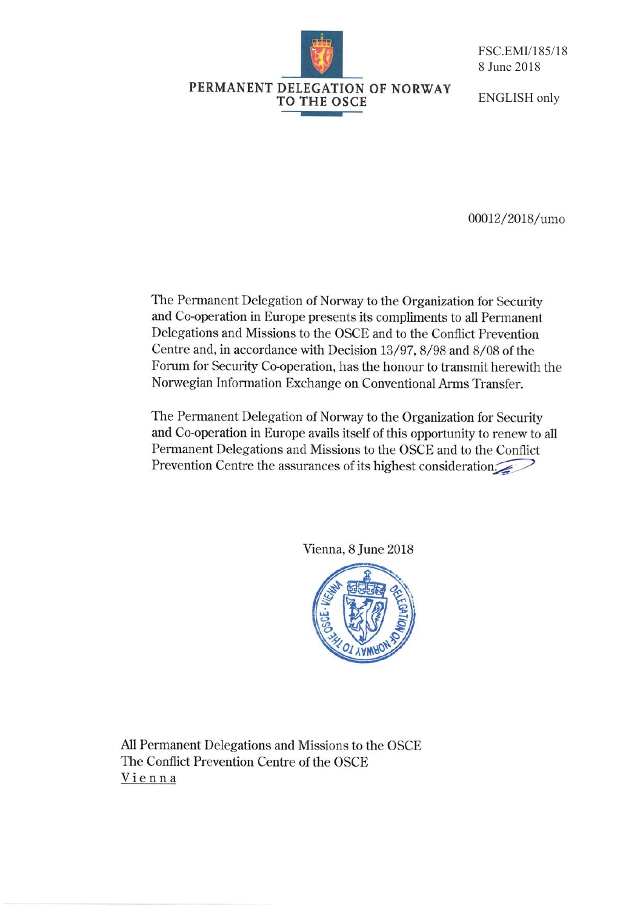FSC.EMI/185/18
8 June 2018

PERMANENT DELEGATION OF NORWAY TO THE OSCE

ENGLISH only

00012/2018/umo

The Permanent Delegation of Norway to the Organization for Security and Co-operation in Europe presents its compliments to all Permanent Delegations and Missions to the OSCE and to the Conflict Prevention Centre and, in accordance with Decision 13/97, 8/98 and 8/08 of the Forum for Security Co-operation, has the honour to transmit herewith the Norwegian Information Exchange on Conventional Arms Transfer.

The Permanent Delegation of Norway to the Organization for Security and Co-operation in Europe avails itself of this opportunity to renew to all Permanent Delegations and Missions to the OSCE and to the Conflict Prevention Centre the assurances of its highest consideration.

Vienna, 8 June 2018

All Permanent Delegations and Missions to the OSCE
The Conflict Prevention Centre of the OSCE
Vienna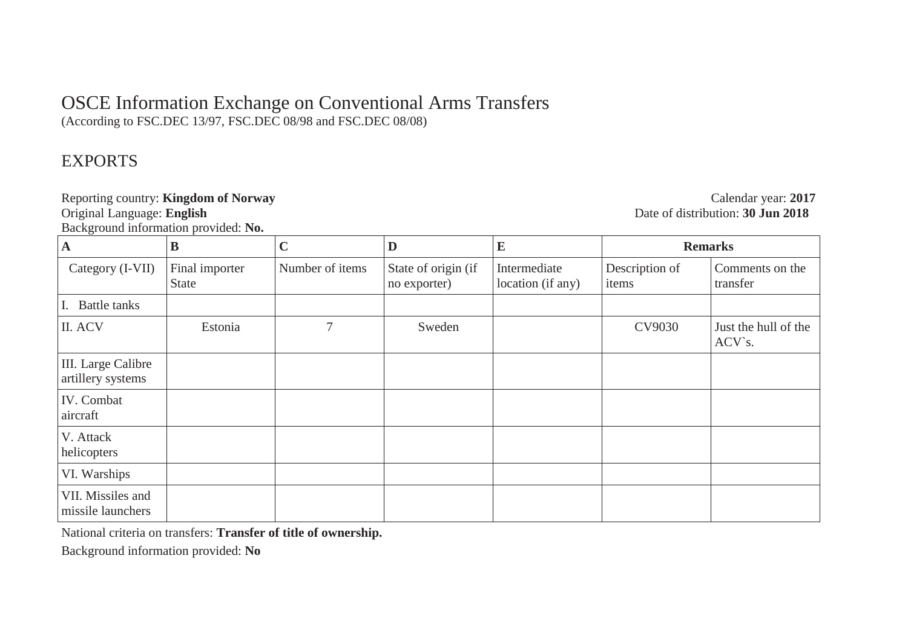# OSCE Information Exchange on Conventional Arms Transfers

(According to FSC.DEC 13/97, FSC.DEC 08/98 and FSC.DEC 08/08)

## EXPORTS

Reporting country: **Kingdom of Norway**
Original Language: **English**
Background information provided: **No.**

Calendar year: **2017**
Date of distribution: **30 Jun 2018**

| A | B | C | D | E | Remarks | |
|---|---|---|---|---|---|---|
| Category (I-VII) | Final importer State | Number of items | State of origin (if no exporter) | Intermediate location (if any) | Description of items | Comments on the transfer |
| I. Battle tanks | | | | | | |
| II. ACV | Estonia | 7 | Sweden | | CV9030 | Just the hull of the ACV`s. |
| III. Large Calibre artillery systems | | | | | | |
| IV. Combat aircraft | | | | | | |
| V. Attack helicopters | | | | | | |
| VI. Warships | | | | | | |
| VII. Missiles and missile launchers | | | | | | |

National criteria on transfers: **Transfer of title of ownership.**

Background information provided: **No**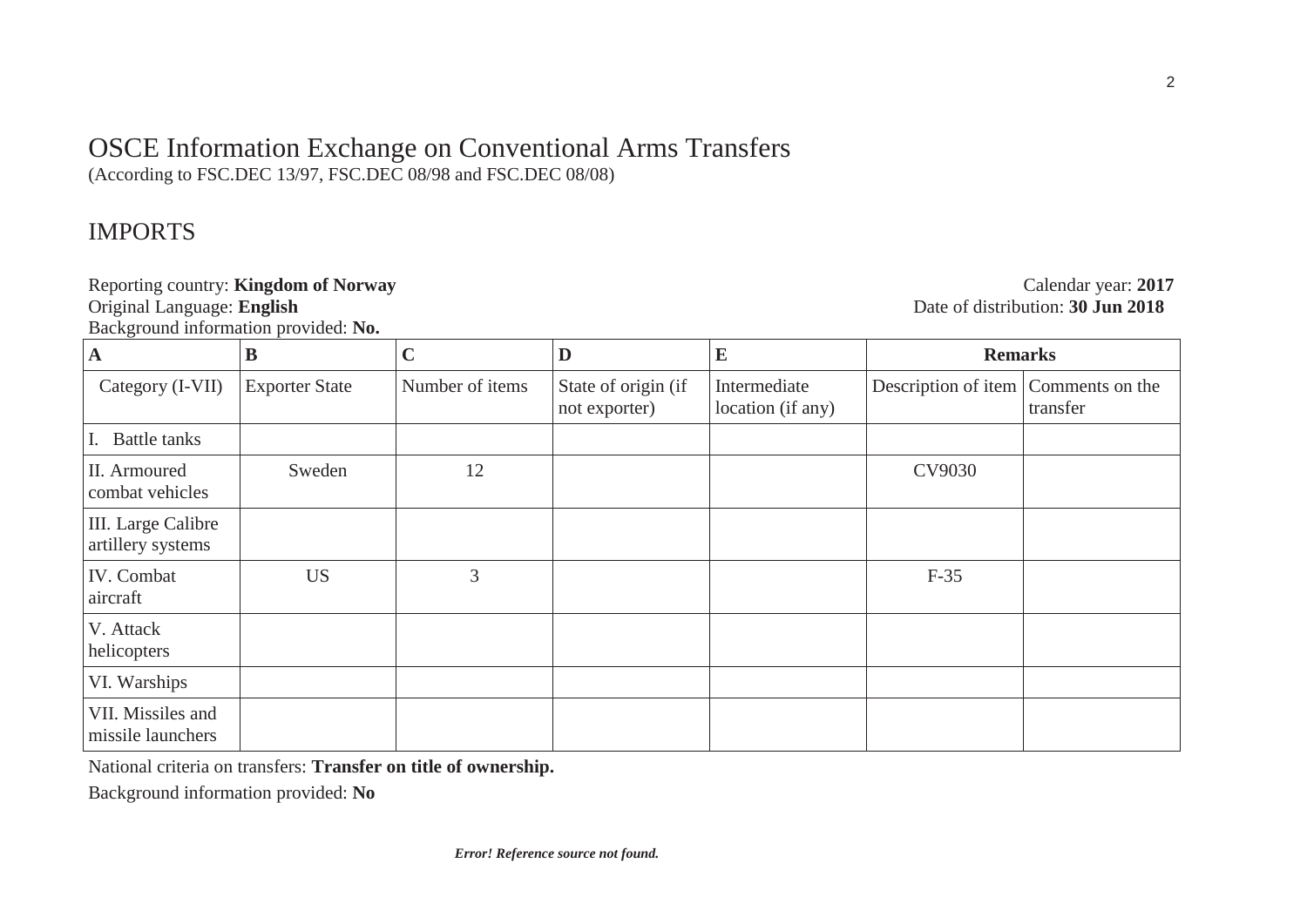# OSCE Information Exchange on Conventional Arms Transfers

(According to FSC.DEC 13/97, FSC.DEC 08/98 and FSC.DEC 08/08)

## IMPORTS

Reporting country: **Kingdom of Norway**
Calendar year: **2017**
Original Language: **English**
Date of distribution: **30 Jun 2018**
Background information provided: **No.**

| **A** | **B** | **C** | **D** | **E** | **Remarks** | |
|---|---|---|---|---|---|---|
| Category (I-VII) | Exporter State | Number of items | State of origin (if not exporter) | Intermediate location (if any) | Description of item | Comments on the transfer |
| I. Battle tanks | | | | | | |
| II. Armoured combat vehicles | Sweden | 12 | | | CV9030 | |
| III. Large Calibre artillery systems | | | | | | |
| IV. Combat aircraft | US | 3 | | | F-35 | |
| V. Attack helicopters | | | | | | |
| VI. Warships | | | | | | |
| VII. Missiles and missile launchers | | | | | | |

National criteria on transfers: **Transfer on title of ownership.**

Background information provided: **No**

***Error! Reference source not found.***